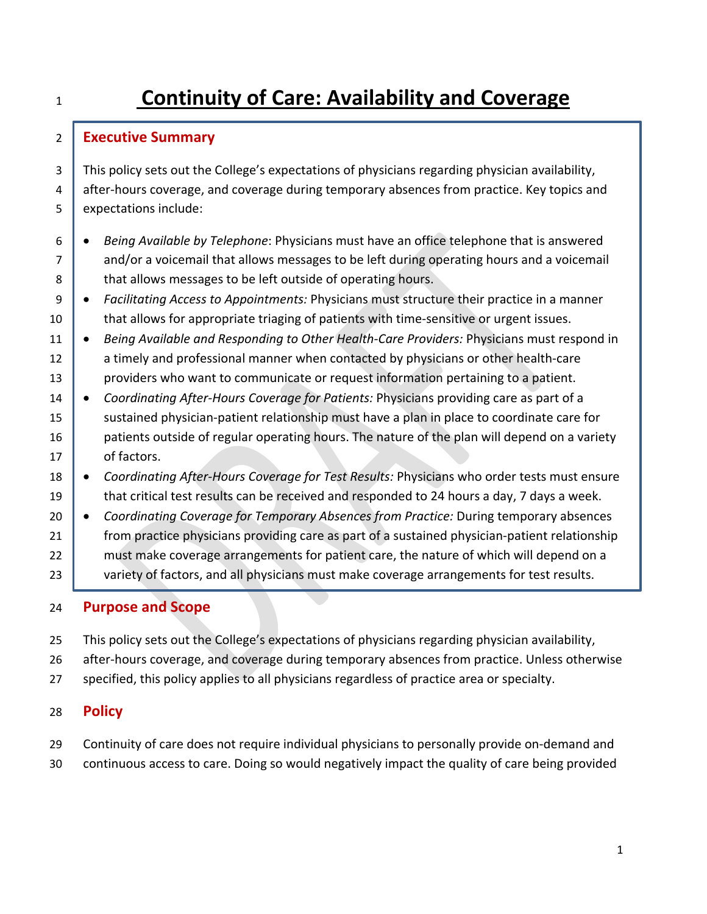# Continuity of Care: Availability and Coverage

## Executive Summary

This policy sets out the College's expectations of physicians regarding physician availability, after-hours coverage, and coverage during temporary absences from practice. Key topics and expectations include:

- *Being Available by Telephone*: Physicians must have an office telephone that is answered and/or a voicemail that allows messages to be left during operating hours and a voicemail that allows messages to be left outside of operating hours.
- *Facilitating Access to Appointments:* Physicians must structure their practice in a manner that allows for appropriate triaging of patients with time-sensitive or urgent issues.
- *Being Available and Responding to Other Health-Care Providers:* Physicians must respond in a timely and professional manner when contacted by physicians or other health-care providers who want to communicate or request information pertaining to a patient.
- *Coordinating After-Hours Coverage for Patients:* Physicians providing care as part of a sustained physician-patient relationship must have a plan in place to coordinate care for patients outside of regular operating hours. The nature of the plan will depend on a variety of factors.
- *Coordinating After-Hours Coverage for Test Results:* Physicians who order tests must ensure that critical test results can be received and responded to 24 hours a day, 7 days a week.
- *Coordinating Coverage for Temporary Absences from Practice:* During temporary absences from practice physicians providing care as part of a sustained physician-patient relationship must make coverage arrangements for patient care, the nature of which will depend on a variety of factors, and all physicians must make coverage arrangements for test results.

## Purpose and Scope

This policy sets out the College's expectations of physicians regarding physician availability, after-hours coverage, and coverage during temporary absences from practice. Unless otherwise specified, this policy applies to all physicians regardless of practice area or specialty.

## Policy

Continuity of care does not require individual physicians to personally provide on-demand and continuous access to care. Doing so would negatively impact the quality of care being provided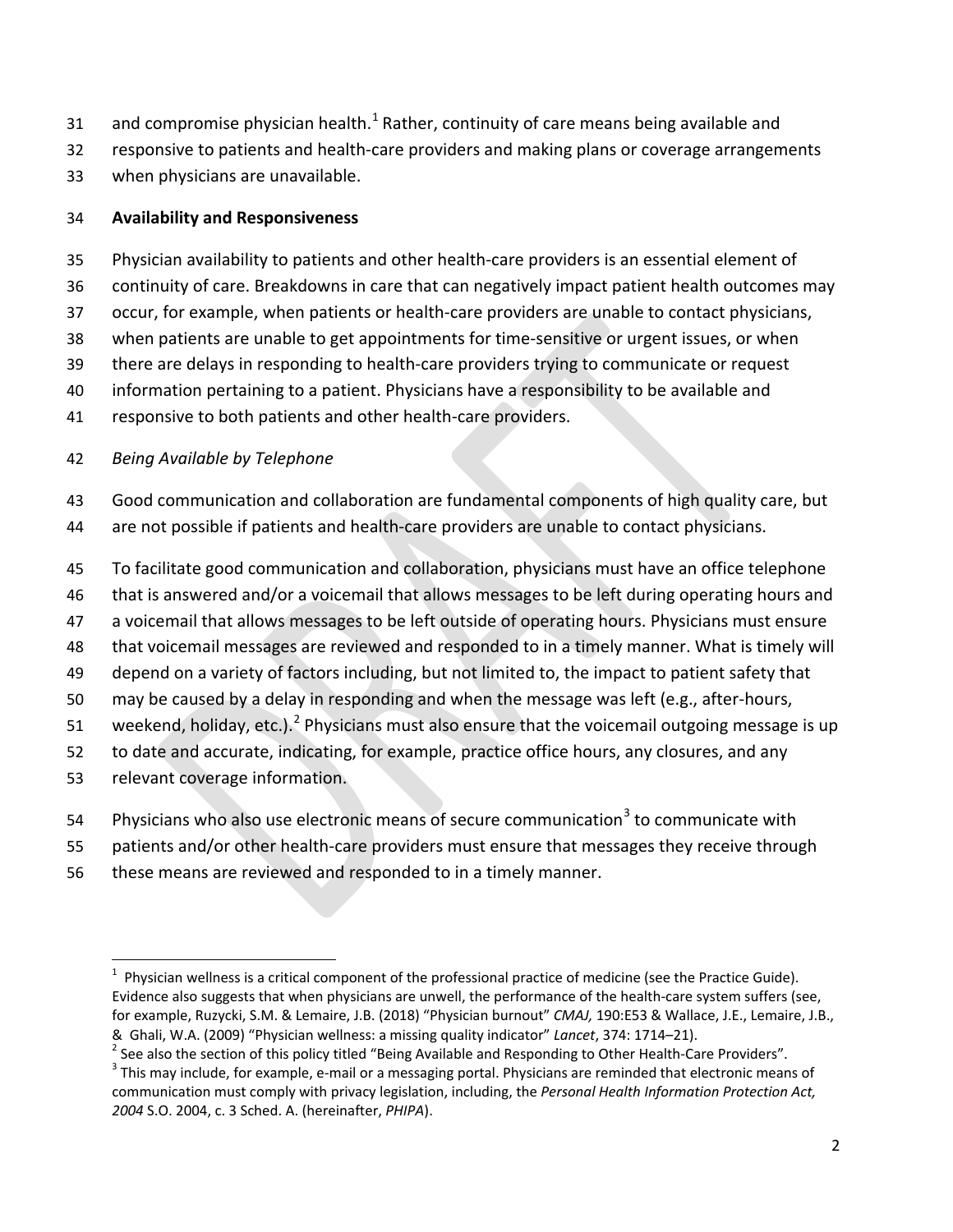and compromise physician health.[1] Rather, continuity of care means being available and responsive to patients and health-care providers and making plans or coverage arrangements when physicians are unavailable.

**Availability and Responsiveness**

Physician availability to patients and other health-care providers is an essential element of continuity of care. Breakdowns in care that can negatively impact patient health outcomes may occur, for example, when patients or health-care providers are unable to contact physicians, when patients are unable to get appointments for time-sensitive or urgent issues, or when there are delays in responding to health-care providers trying to communicate or request information pertaining to a patient. Physicians have a responsibility to be available and responsive to both patients and other health-care providers.

*Being Available by Telephone*

Good communication and collaboration are fundamental components of high quality care, but are not possible if patients and health-care providers are unable to contact physicians.

To facilitate good communication and collaboration, physicians must have an office telephone that is answered and/or a voicemail that allows messages to be left during operating hours and a voicemail that allows messages to be left outside of operating hours. Physicians must ensure that voicemail messages are reviewed and responded to in a timely manner. What is timely will depend on a variety of factors including, but not limited to, the impact to patient safety that may be caused by a delay in responding and when the message was left (e.g., after-hours, weekend, holiday, etc.).[2] Physicians must also ensure that the voicemail outgoing message is up to date and accurate, indicating, for example, practice office hours, any closures, and any relevant coverage information.

Physicians who also use electronic means of secure communication[3] to communicate with patients and/or other health-care providers must ensure that messages they receive through these means are reviewed and responded to in a timely manner.

---

[1] Physician wellness is a critical component of the professional practice of medicine (see the Practice Guide). Evidence also suggests that when physicians are unwell, the performance of the health-care system suffers (see, for example, Ruzycki, S.M. & Lemaire, J.B. (2018) "Physician burnout" *CMAJ,* 190:E53 & Wallace, J.E., Lemaire, J.B., & Ghali, W.A. (2009) "Physician wellness: a missing quality indicator" *Lancet*, 374: 1714–21).

[2] See also the section of this policy titled "Being Available and Responding to Other Health-Care Providers".

[3] This may include, for example, e-mail or a messaging portal. Physicians are reminded that electronic means of communication must comply with privacy legislation, including, the *Personal Health Information Protection Act, 2004* S.O. 2004, c. 3 Sched. A. (hereinafter, *PHIPA*).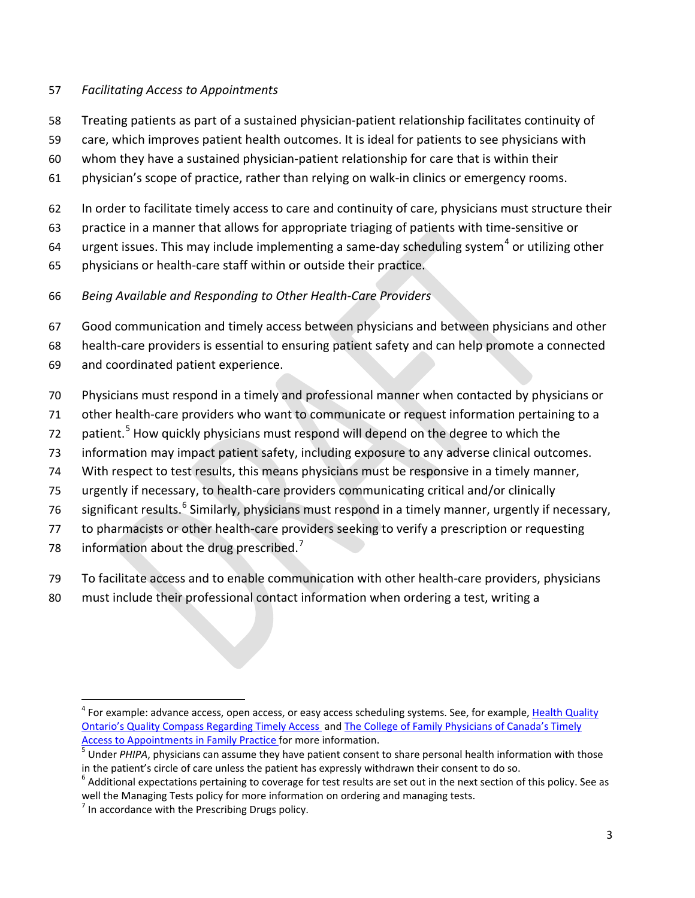*Facilitating Access to Appointments*

Treating patients as part of a sustained physician-patient relationship facilitates continuity of care, which improves patient health outcomes. It is ideal for patients to see physicians with whom they have a sustained physician-patient relationship for care that is within their physician's scope of practice, rather than relying on walk-in clinics or emergency rooms.

In order to facilitate timely access to care and continuity of care, physicians must structure their practice in a manner that allows for appropriate triaging of patients with time-sensitive or urgent issues. This may include implementing a same-day scheduling system[4] or utilizing other physicians or health-care staff within or outside their practice.

*Being Available and Responding to Other Health-Care Providers*

Good communication and timely access between physicians and between physicians and other health-care providers is essential to ensuring patient safety and can help promote a connected and coordinated patient experience.

Physicians must respond in a timely and professional manner when contacted by physicians or other health-care providers who want to communicate or request information pertaining to a patient.[5] How quickly physicians must respond will depend on the degree to which the information may impact patient safety, including exposure to any adverse clinical outcomes. With respect to test results, this means physicians must be responsive in a timely manner, urgently if necessary, to health-care providers communicating critical and/or clinically significant results.[6] Similarly, physicians must respond in a timely manner, urgently if necessary, to pharmacists or other health-care providers seeking to verify a prescription or requesting information about the drug prescribed.[7]

To facilitate access and to enable communication with other health-care providers, physicians must include their professional contact information when ordering a test, writing a

---

[4] For example: advance access, open access, or easy access scheduling systems. See, for example, Health Quality Ontario's Quality Compass Regarding Timely Access and The College of Family Physicians of Canada's Timely Access to Appointments in Family Practice for more information.

[5] Under *PHIPA*, physicians can assume they have patient consent to share personal health information with those in the patient's circle of care unless the patient has expressly withdrawn their consent to do so.

[6] Additional expectations pertaining to coverage for test results are set out in the next section of this policy. See as well the Managing Tests policy for more information on ordering and managing tests.

[7] In accordance with the Prescribing Drugs policy.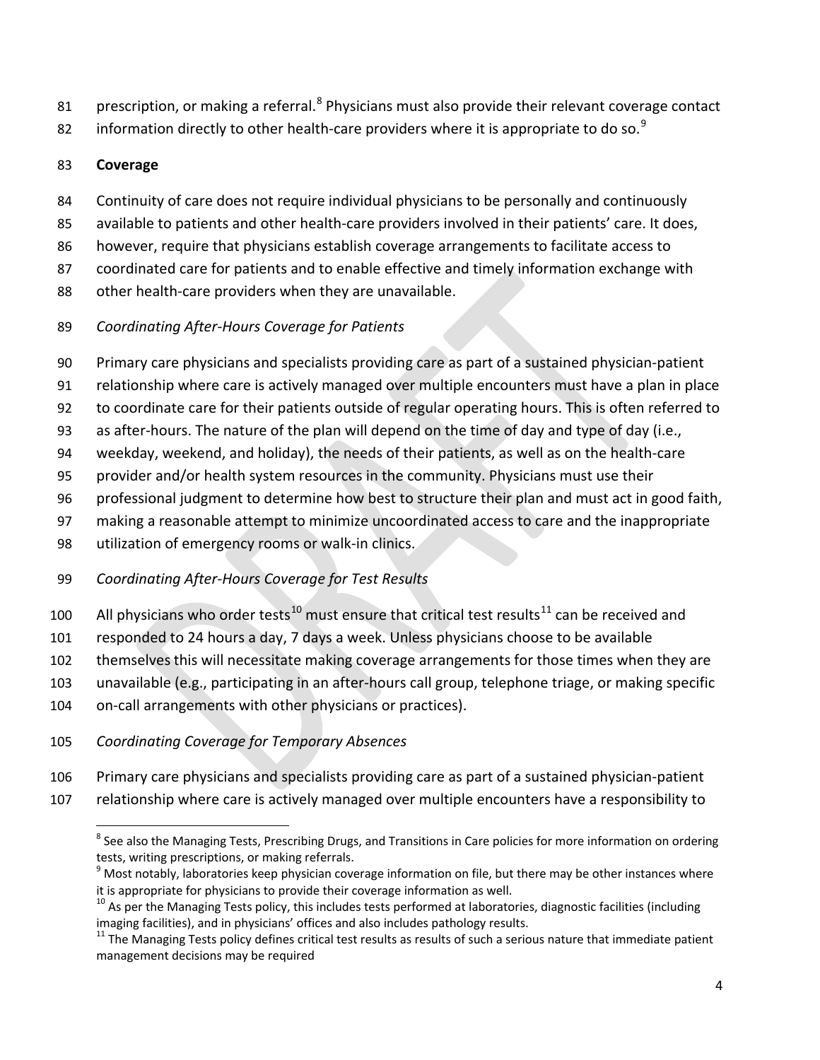prescription, or making a referral.[8] Physicians must also provide their relevant coverage contact information directly to other health-care providers where it is appropriate to do so.[9]

**Coverage**

Continuity of care does not require individual physicians to be personally and continuously available to patients and other health-care providers involved in their patients' care. It does, however, require that physicians establish coverage arrangements to facilitate access to coordinated care for patients and to enable effective and timely information exchange with other health-care providers when they are unavailable.

*Coordinating After-Hours Coverage for Patients*

Primary care physicians and specialists providing care as part of a sustained physician-patient relationship where care is actively managed over multiple encounters must have a plan in place to coordinate care for their patients outside of regular operating hours. This is often referred to as after-hours. The nature of the plan will depend on the time of day and type of day (i.e., weekday, weekend, and holiday), the needs of their patients, as well as on the health-care provider and/or health system resources in the community. Physicians must use their professional judgment to determine how best to structure their plan and must act in good faith, making a reasonable attempt to minimize uncoordinated access to care and the inappropriate utilization of emergency rooms or walk-in clinics.

*Coordinating After-Hours Coverage for Test Results*

All physicians who order tests[10] must ensure that critical test results[11] can be received and responded to 24 hours a day, 7 days a week. Unless physicians choose to be available themselves this will necessitate making coverage arrangements for those times when they are unavailable (e.g., participating in an after-hours call group, telephone triage, or making specific on-call arrangements with other physicians or practices).

*Coordinating Coverage for Temporary Absences*

Primary care physicians and specialists providing care as part of a sustained physician-patient relationship where care is actively managed over multiple encounters have a responsibility to

---

[8] See also the Managing Tests, Prescribing Drugs, and Transitions in Care policies for more information on ordering tests, writing prescriptions, or making referrals.

[9] Most notably, laboratories keep physician coverage information on file, but there may be other instances where it is appropriate for physicians to provide their coverage information as well.

[10] As per the Managing Tests policy, this includes tests performed at laboratories, diagnostic facilities (including imaging facilities), and in physicians' offices and also includes pathology results.

[11] The Managing Tests policy defines critical test results as results of such a serious nature that immediate patient management decisions may be required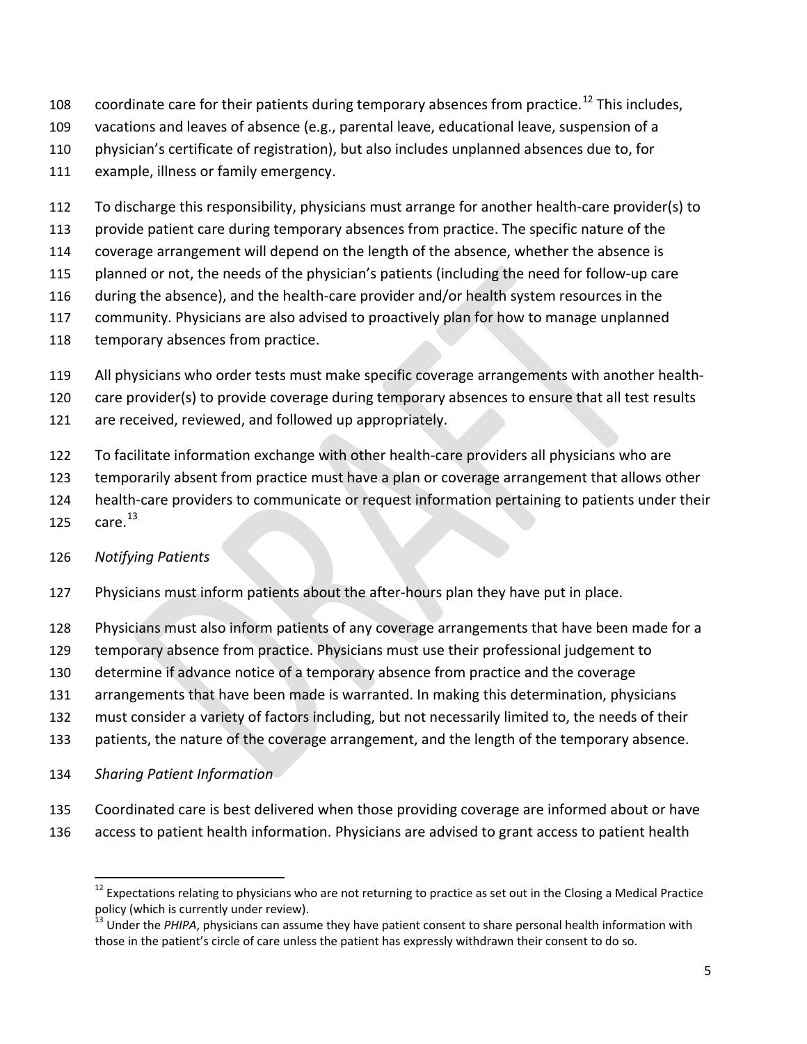coordinate care for their patients during temporary absences from practice.[12] This includes, vacations and leaves of absence (e.g., parental leave, educational leave, suspension of a physician's certificate of registration), but also includes unplanned absences due to, for example, illness or family emergency.

To discharge this responsibility, physicians must arrange for another health-care provider(s) to provide patient care during temporary absences from practice. The specific nature of the coverage arrangement will depend on the length of the absence, whether the absence is planned or not, the needs of the physician's patients (including the need for follow-up care during the absence), and the health-care provider and/or health system resources in the community. Physicians are also advised to proactively plan for how to manage unplanned temporary absences from practice.

All physicians who order tests must make specific coverage arrangements with another health-care provider(s) to provide coverage during temporary absences to ensure that all test results are received, reviewed, and followed up appropriately.

To facilitate information exchange with other health-care providers all physicians who are temporarily absent from practice must have a plan or coverage arrangement that allows other health-care providers to communicate or request information pertaining to patients under their care.[13]

*Notifying Patients*

Physicians must inform patients about the after-hours plan they have put in place.

Physicians must also inform patients of any coverage arrangements that have been made for a temporary absence from practice. Physicians must use their professional judgement to determine if advance notice of a temporary absence from practice and the coverage arrangements that have been made is warranted. In making this determination, physicians must consider a variety of factors including, but not necessarily limited to, the needs of their patients, the nature of the coverage arrangement, and the length of the temporary absence.

*Sharing Patient Information*

Coordinated care is best delivered when those providing coverage are informed about or have access to patient health information. Physicians are advised to grant access to patient health

---

[12] Expectations relating to physicians who are not returning to practice as set out in the Closing a Medical Practice policy (which is currently under review).

[13] Under the *PHIPA*, physicians can assume they have patient consent to share personal health information with those in the patient's circle of care unless the patient has expressly withdrawn their consent to do so.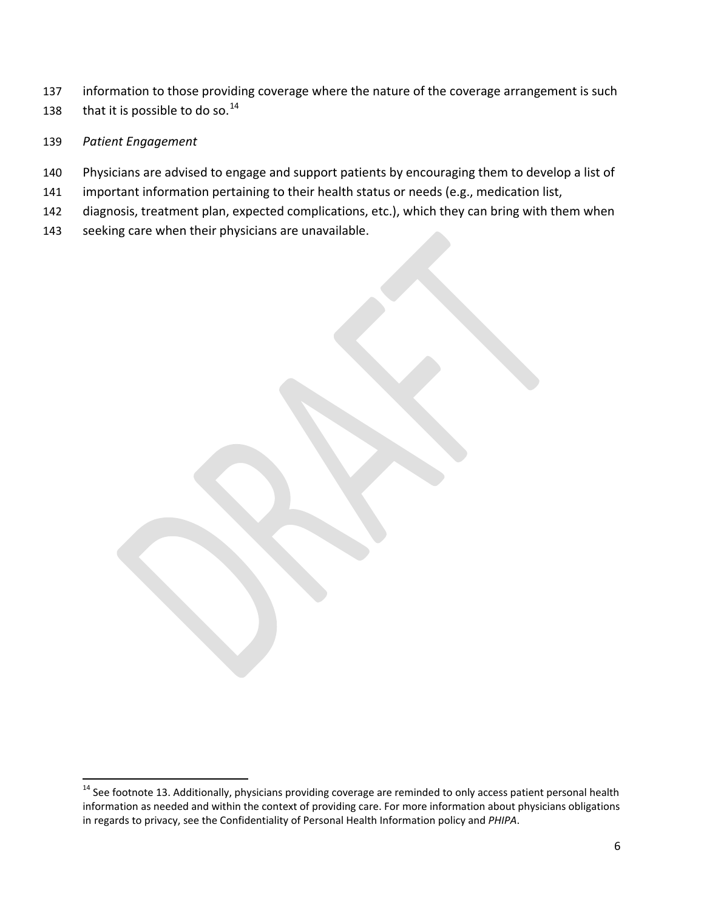information to those providing coverage where the nature of the coverage arrangement is such that it is possible to do so.[14]

*Patient Engagement*

Physicians are advised to engage and support patients by encouraging them to develop a list of important information pertaining to their health status or needs (e.g., medication list, diagnosis, treatment plan, expected complications, etc.), which they can bring with them when seeking care when their physicians are unavailable.

[14] See footnote 13. Additionally, physicians providing coverage are reminded to only access patient personal health information as needed and within the context of providing care. For more information about physicians obligations in regards to privacy, see the Confidentiality of Personal Health Information policy and *PHIPA*.